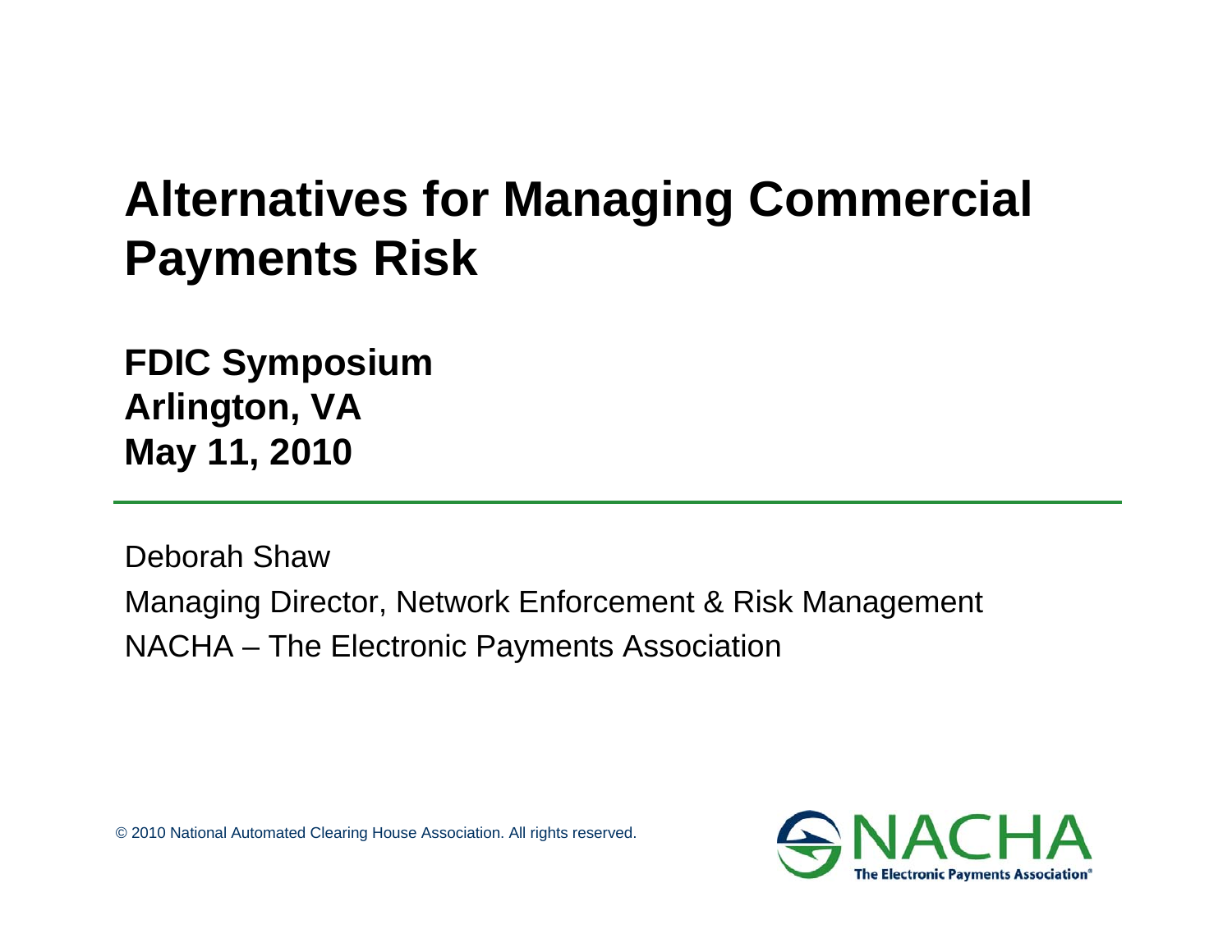# Alternatives for Managing Commercial Payments Risk

**FDIC Symposium**
**Arlington, VA**
**May 11, 2010**

---

Deborah Shaw

Managing Director, Network Enforcement & Risk Management

NACHA – The Electronic Payments Association

© 2010 National Automated Clearing House Association. All rights reserved.

NACHA The Electronic Payments Association®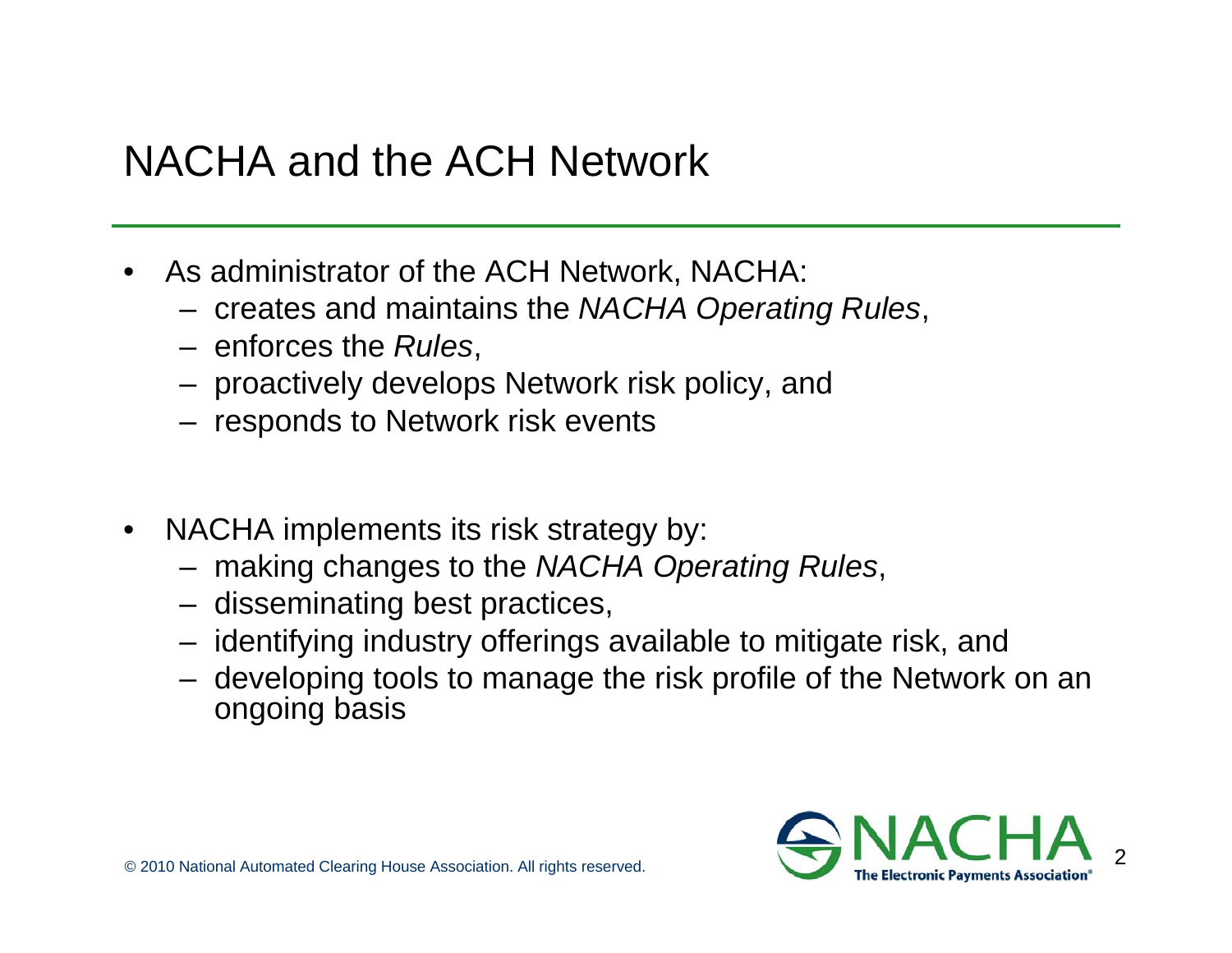# NACHA and the ACH Network

- As administrator of the ACH Network, NACHA:
  - creates and maintains the *NACHA Operating Rules*,
  - enforces the *Rules*,
  - proactively develops Network risk policy, and
  - responds to Network risk events

- NACHA implements its risk strategy by:
  - making changes to the *NACHA Operating Rules*,
  - disseminating best practices,
  - identifying industry offerings available to mitigate risk, and
  - developing tools to manage the risk profile of the Network on an ongoing basis

© 2010 National Automated Clearing House Association. All rights reserved.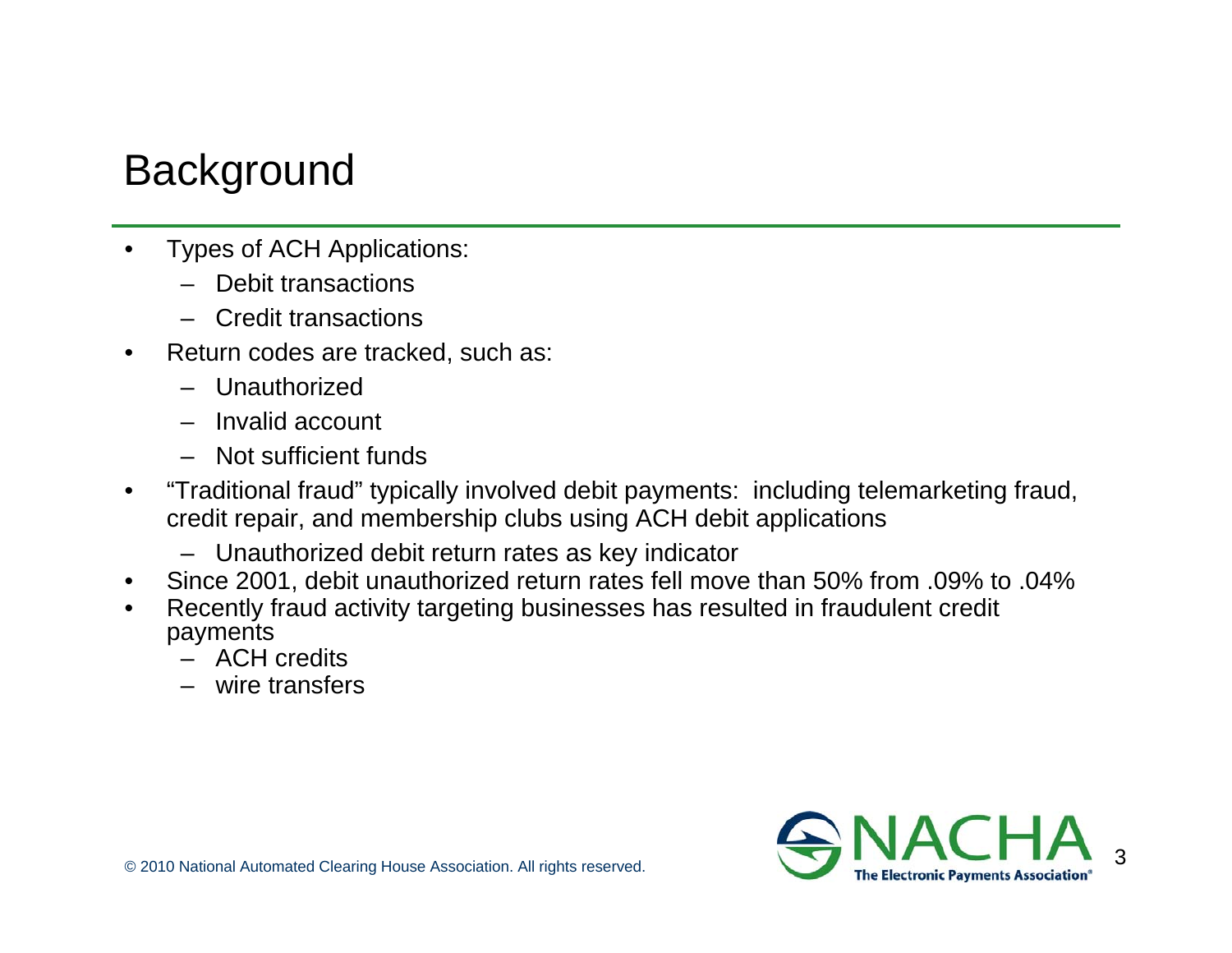# Background

- Types of ACH Applications:
  - Debit transactions
  - Credit transactions
- Return codes are tracked, such as:
  - Unauthorized
  - Invalid account
  - Not sufficient funds
- "Traditional fraud" typically involved debit payments: including telemarketing fraud, credit repair, and membership clubs using ACH debit applications
  - Unauthorized debit return rates as key indicator
- Since 2001, debit unauthorized return rates fell move than 50% from .09% to .04%
- Recently fraud activity targeting businesses has resulted in fraudulent credit payments
  - ACH credits
  - wire transfers

© 2010 National Automated Clearing House Association. All rights reserved.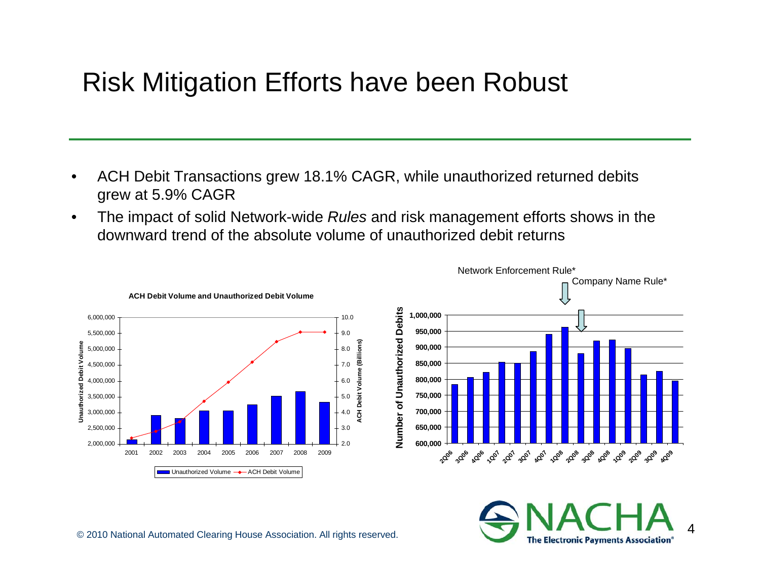# Risk Mitigation Efforts have been Robust

- ACH Debit Transactions grew 18.1% CAGR, while unauthorized returned debits grew at 5.9% CAGR
- The impact of solid Network-wide *Rules* and risk management efforts shows in the downward trend of the absolute volume of unauthorized debit returns

**ACH Debit Volume and Unauthorized Debit Volume**

Unauthorized Volume — ACH Debit Volume

Network Enforcement Rule*

Company Name Rule*

Number of Unauthorized Debits

© 2010 National Automated Clearing House Association. All rights reserved.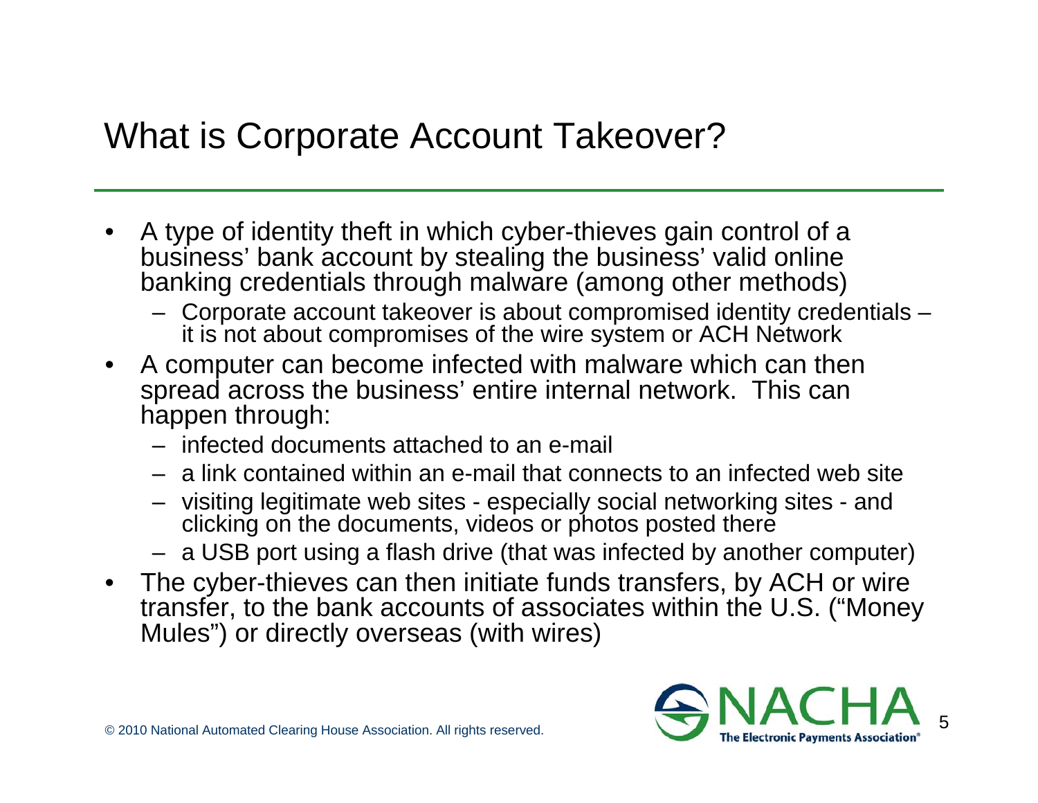# What is Corporate Account Takeover?

- A type of identity theft in which cyber-thieves gain control of a business' bank account by stealing the business' valid online banking credentials through malware (among other methods)
  - Corporate account takeover is about compromised identity credentials – it is not about compromises of the wire system or ACH Network
- A computer can become infected with malware which can then spread across the business' entire internal network. This can happen through:
  - infected documents attached to an e-mail
  - a link contained within an e-mail that connects to an infected web site
  - visiting legitimate web sites - especially social networking sites - and clicking on the documents, videos or photos posted there
  - a USB port using a flash drive (that was infected by another computer)
- The cyber-thieves can then initiate funds transfers, by ACH or wire transfer, to the bank accounts of associates within the U.S. ("Money Mules") or directly overseas (with wires)

© 2010 National Automated Clearing House Association. All rights reserved.

NACHA The Electronic Payments Association®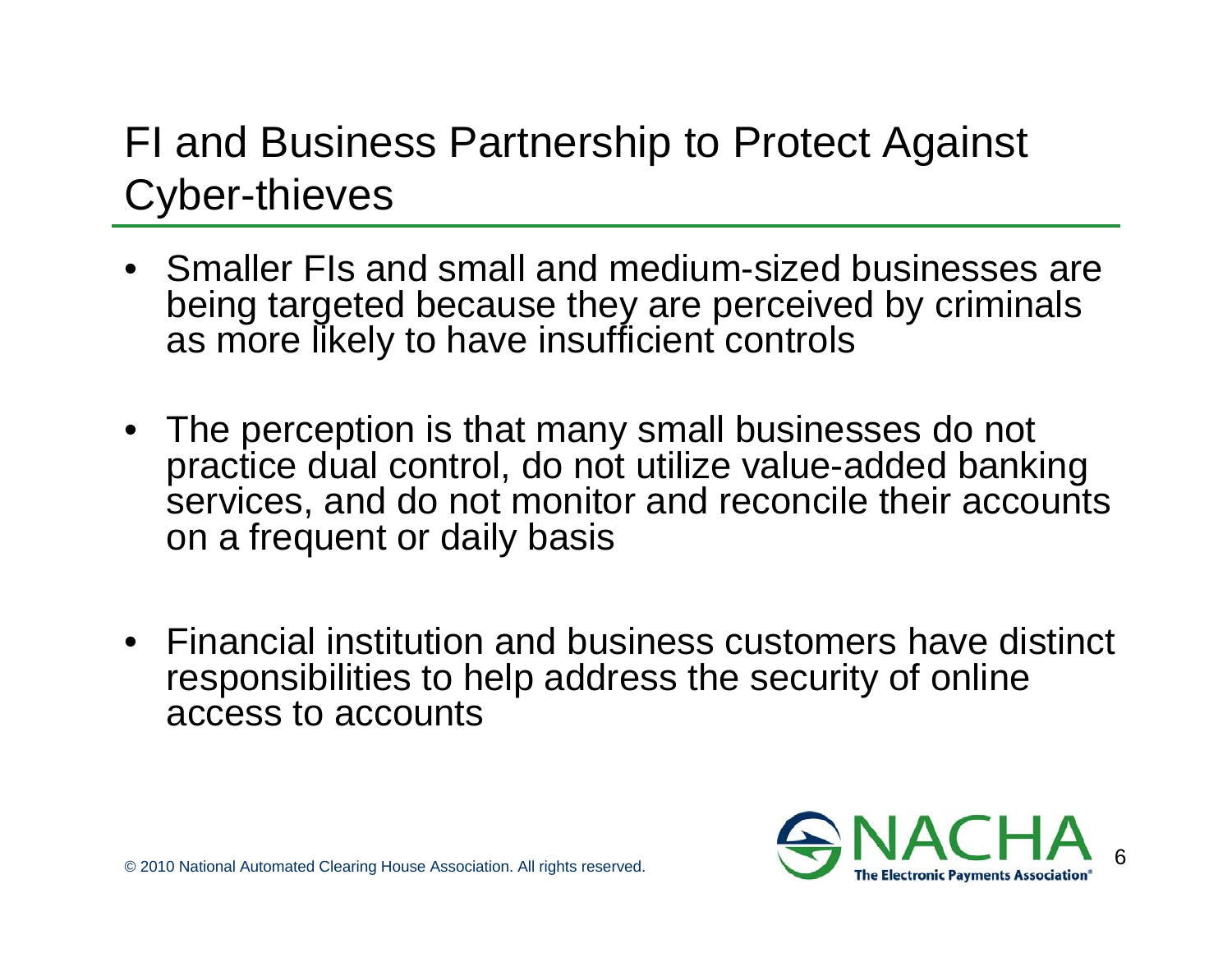# FI and Business Partnership to Protect Against Cyber-thieves

- Smaller FIs and small and medium-sized businesses are being targeted because they are perceived by criminals as more likely to have insufficient controls
- The perception is that many small businesses do not practice dual control, do not utilize value-added banking services, and do not monitor and reconcile their accounts on a frequent or daily basis
- Financial institution and business customers have distinct responsibilities to help address the security of online access to accounts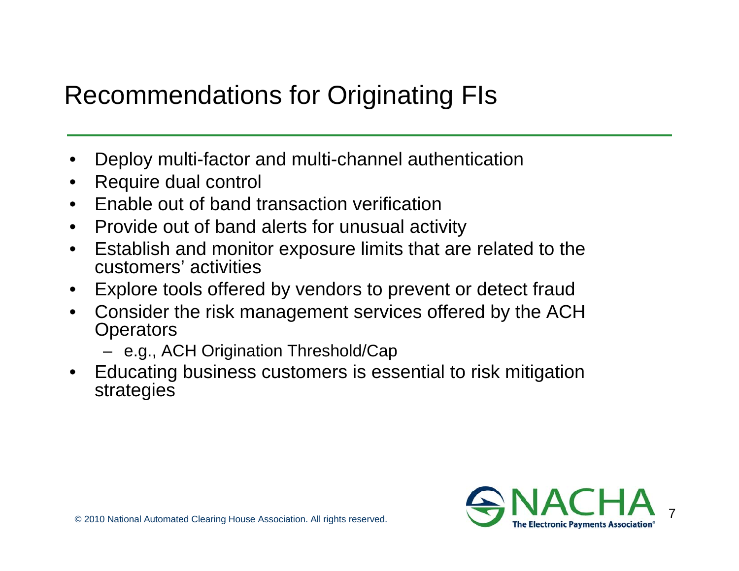# Recommendations for Originating FIs

- Deploy multi-factor and multi-channel authentication
- Require dual control
- Enable out of band transaction verification
- Provide out of band alerts for unusual activity
- Establish and monitor exposure limits that are related to the customers' activities
- Explore tools offered by vendors to prevent or detect fraud
- Consider the risk management services offered by the ACH Operators
  - e.g., ACH Origination Threshold/Cap
- Educating business customers is essential to risk mitigation strategies

© 2010 National Automated Clearing House Association. All rights reserved.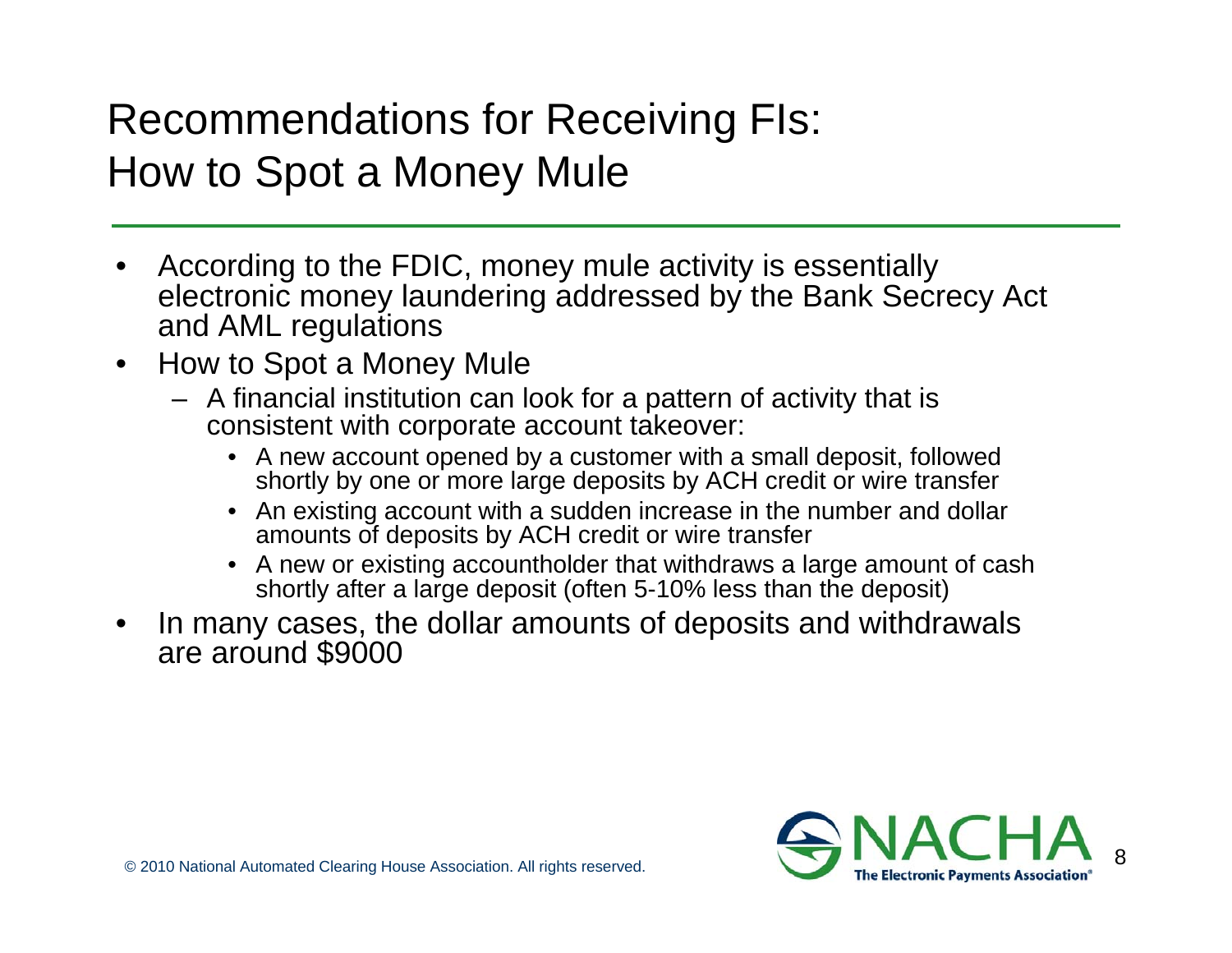# Recommendations for Receiving FIs: How to Spot a Money Mule

- According to the FDIC, money mule activity is essentially electronic money laundering addressed by the Bank Secrecy Act and AML regulations
- How to Spot a Money Mule
  - A financial institution can look for a pattern of activity that is consistent with corporate account takeover:
    - A new account opened by a customer with a small deposit, followed shortly by one or more large deposits by ACH credit or wire transfer
    - An existing account with a sudden increase in the number and dollar amounts of deposits by ACH credit or wire transfer
    - A new or existing accountholder that withdraws a large amount of cash shortly after a large deposit (often 5-10% less than the deposit)
- In many cases, the dollar amounts of deposits and withdrawals are around $9000

© 2010 National Automated Clearing House Association. All rights reserved.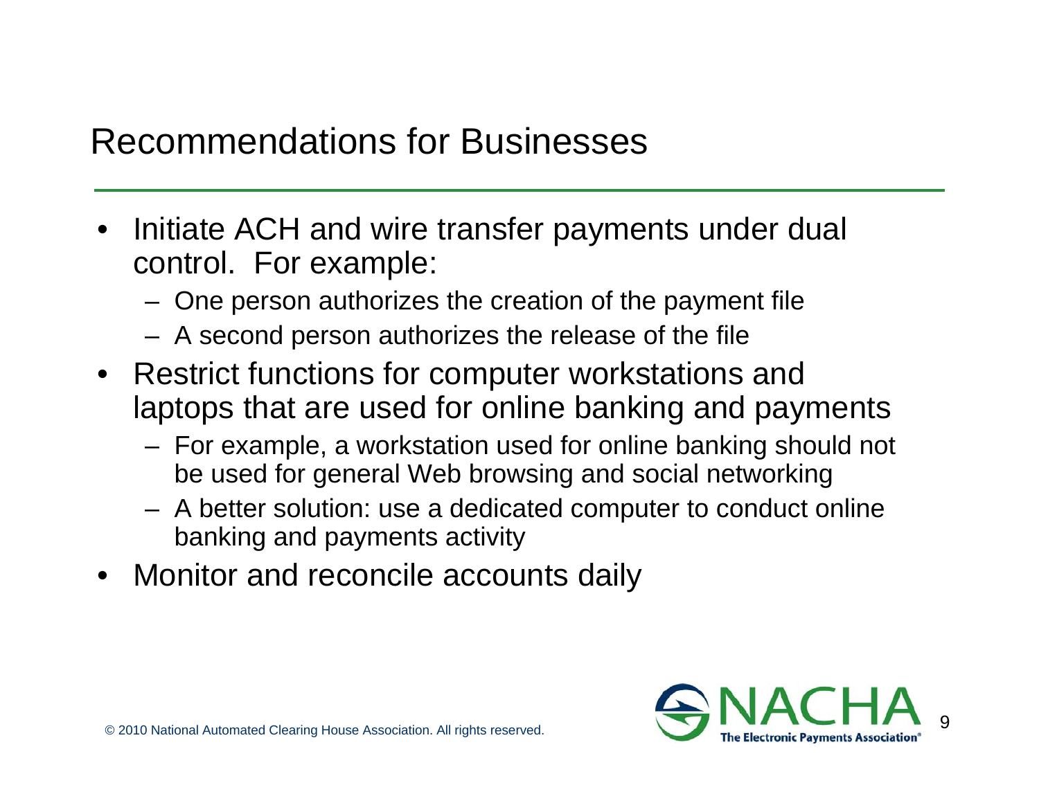## Recommendations for Businesses

- Initiate ACH and wire transfer payments under dual control. For example:
  - One person authorizes the creation of the payment file
  - A second person authorizes the release of the file
- Restrict functions for computer workstations and laptops that are used for online banking and payments
  - For example, a workstation used for online banking should not be used for general Web browsing and social networking
  - A better solution: use a dedicated computer to conduct online banking and payments activity
- Monitor and reconcile accounts daily

© 2010 National Automated Clearing House Association. All rights reserved.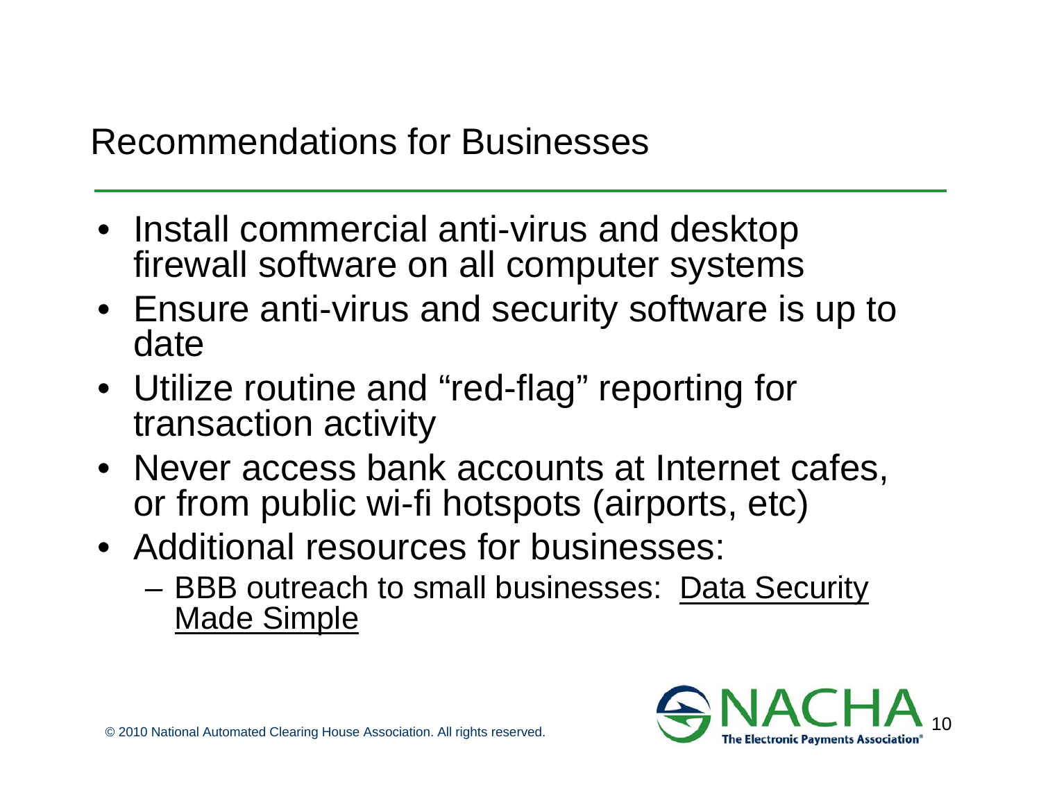# Recommendations for Businesses

- Install commercial anti-virus and desktop firewall software on all computer systems
- Ensure anti-virus and security software is up to date
- Utilize routine and "red-flag" reporting for transaction activity
- Never access bank accounts at Internet cafes, or from public wi-fi hotspots (airports, etc)
- Additional resources for businesses:
  - BBB outreach to small businesses: Data Security Made Simple

© 2010 National Automated Clearing House Association. All rights reserved.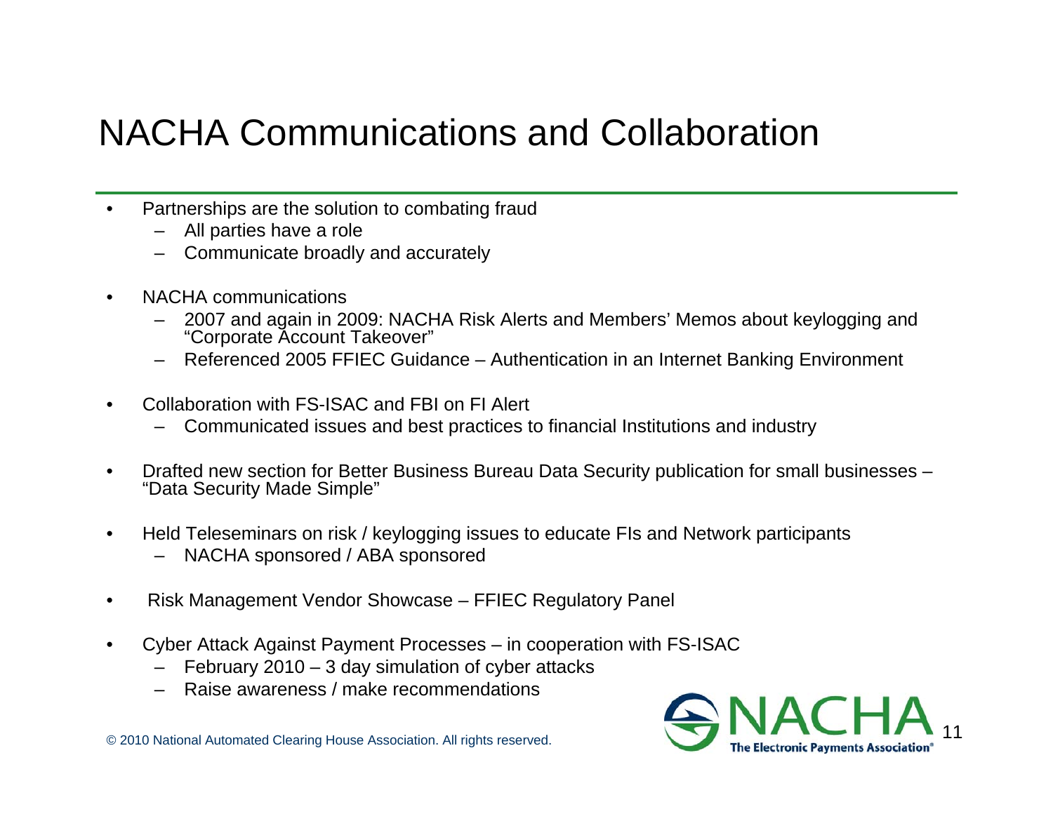# NACHA Communications and Collaboration

- Partnerships are the solution to combating fraud
  - All parties have a role
  - Communicate broadly and accurately
- NACHA communications
  - 2007 and again in 2009: NACHA Risk Alerts and Members' Memos about keylogging and "Corporate Account Takeover"
  - Referenced 2005 FFIEC Guidance – Authentication in an Internet Banking Environment
- Collaboration with FS-ISAC and FBI on FI Alert
  - Communicated issues and best practices to financial Institutions and industry
- Drafted new section for Better Business Bureau Data Security publication for small businesses – "Data Security Made Simple"
- Held Teleseminars on risk / keylogging issues to educate FIs and Network participants
  - NACHA sponsored / ABA sponsored
- Risk Management Vendor Showcase – FFIEC Regulatory Panel
- Cyber Attack Against Payment Processes – in cooperation with FS-ISAC
  - February 2010 – 3 day simulation of cyber attacks
  - Raise awareness / make recommendations

© 2010 National Automated Clearing House Association. All rights reserved.

NACHA The Electronic Payments Association®